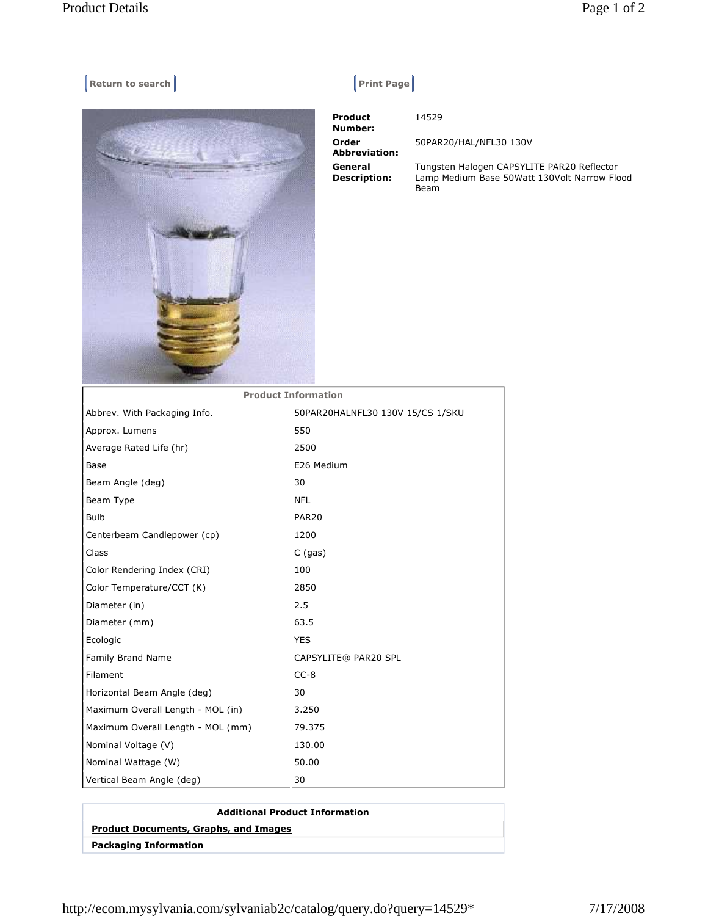Return to search

Print Page

**Product Number:** 14529

**Order Abbreviation:** 50PAR20/HAL/NFL30 130V

**General Description:** Tungsten Halogen CAPSYLITE PAR20 Reflector Lamp Medium Base 50Watt 130Volt Narrow Flood Beam

| Product Information | |
|---|---|
| Abbrev. With Packaging Info. | 50PAR20HALNFL30 130V 15/CS 1/SKU |
| Approx. Lumens | 550 |
| Average Rated Life (hr) | 2500 |
| Base | E26 Medium |
| Beam Angle (deg) | 30 |
| Beam Type | NFL |
| Bulb | PAR20 |
| Centerbeam Candlepower (cp) | 1200 |
| Class | C (gas) |
| Color Rendering Index (CRI) | 100 |
| Color Temperature/CCT (K) | 2850 |
| Diameter (in) | 2.5 |
| Diameter (mm) | 63.5 |
| Ecologic | YES |
| Family Brand Name | CAPSYLITE® PAR20 SPL |
| Filament | CC-8 |
| Horizontal Beam Angle (deg) | 30 |
| Maximum Overall Length - MOL (in) | 3.250 |
| Maximum Overall Length - MOL (mm) | 79.375 |
| Nominal Voltage (V) | 130.00 |
| Nominal Wattage (W) | 50.00 |
| Vertical Beam Angle (deg) | 30 |

**Additional Product Information**

**Product Documents, Graphs, and Images**

**Packaging Information**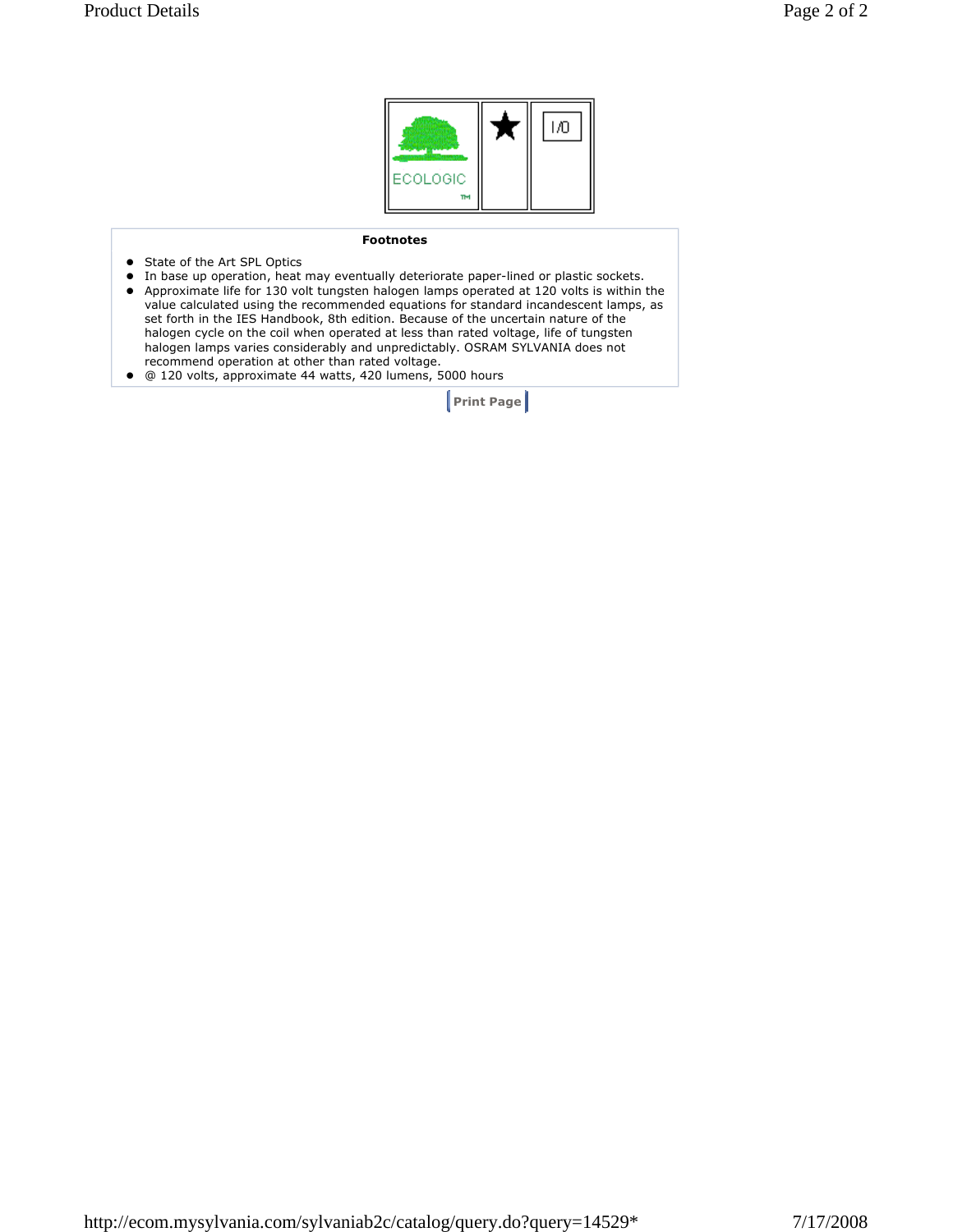ECOLOGIC ™

★

I/O

**Footnotes**

- State of the Art SPL Optics
- In base up operation, heat may eventually deteriorate paper-lined or plastic sockets.
- Approximate life for 130 volt tungsten halogen lamps operated at 120 volts is within the value calculated using the recommended equations for standard incandescent lamps, as set forth in the IES Handbook, 8th edition. Because of the uncertain nature of the halogen cycle on the coil when operated at less than rated voltage, life of tungsten halogen lamps varies considerably and unpredictably. OSRAM SYLVANIA does not recommend operation at other than rated voltage.
- @ 120 volts, approximate 44 watts, 420 lumens, 5000 hours

Print Page